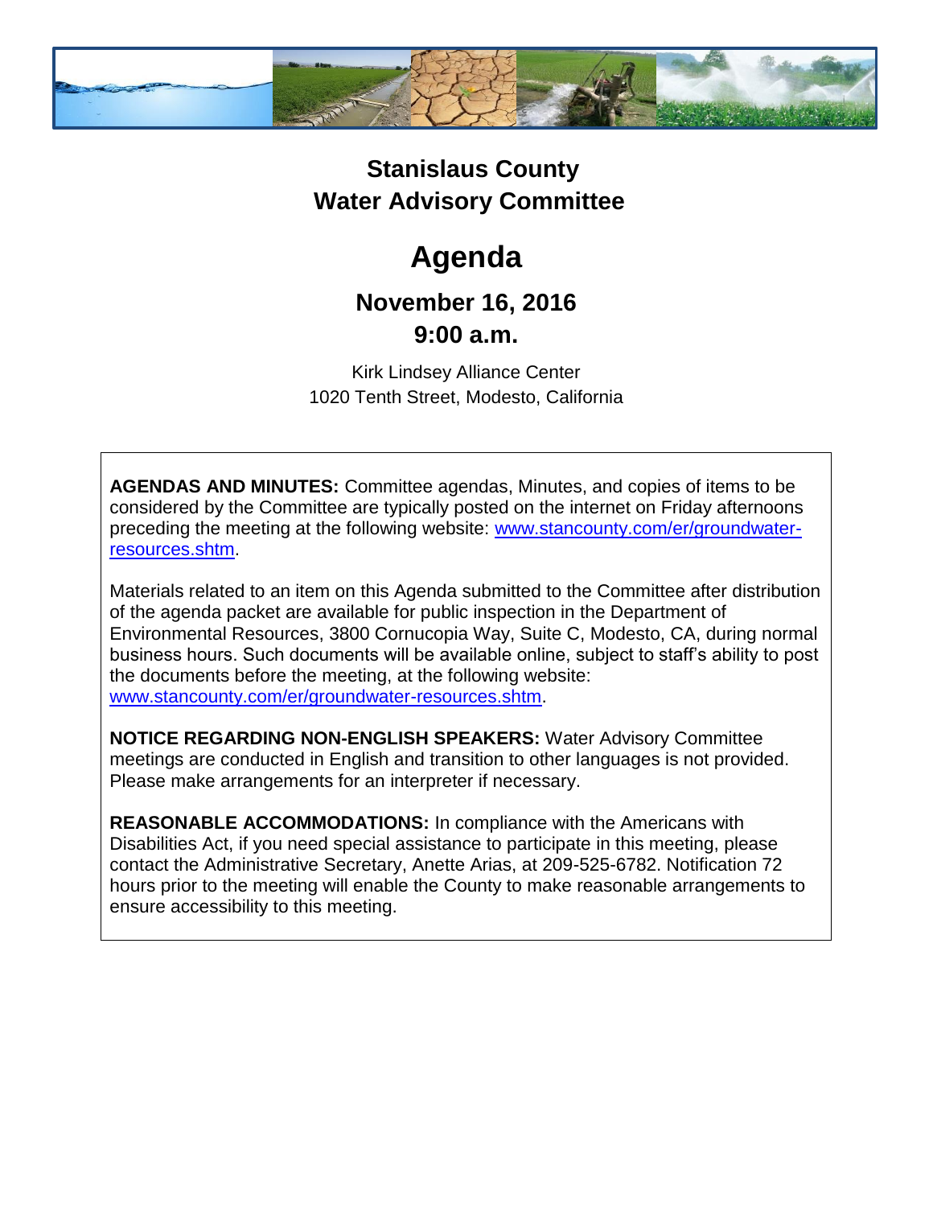# Stanislaus County
# Water Advisory Committee

# Agenda

## November 16, 2016
## 9:00 a.m.

Kirk Lindsey Alliance Center
1020 Tenth Street, Modesto, California

**AGENDAS AND MINUTES:** Committee agendas, Minutes, and copies of items to be considered by the Committee are typically posted on the internet on Friday afternoons preceding the meeting at the following website: [www.stancounty.com/er/groundwater-resources.shtm](http://www.stancounty.com/er/groundwater-resources.shtm).

Materials related to an item on this Agenda submitted to the Committee after distribution of the agenda packet are available for public inspection in the Department of Environmental Resources, 3800 Cornucopia Way, Suite C, Modesto, CA, during normal business hours. Such documents will be available online, subject to staff's ability to post the documents before the meeting, at the following website: [www.stancounty.com/er/groundwater-resources.shtm](http://www.stancounty.com/er/groundwater-resources.shtm).

**NOTICE REGARDING NON-ENGLISH SPEAKERS:** Water Advisory Committee meetings are conducted in English and transition to other languages is not provided. Please make arrangements for an interpreter if necessary.

**REASONABLE ACCOMMODATIONS:** In compliance with the Americans with Disabilities Act, if you need special assistance to participate in this meeting, please contact the Administrative Secretary, Anette Arias, at 209-525-6782. Notification 72 hours prior to the meeting will enable the County to make reasonable arrangements to ensure accessibility to this meeting.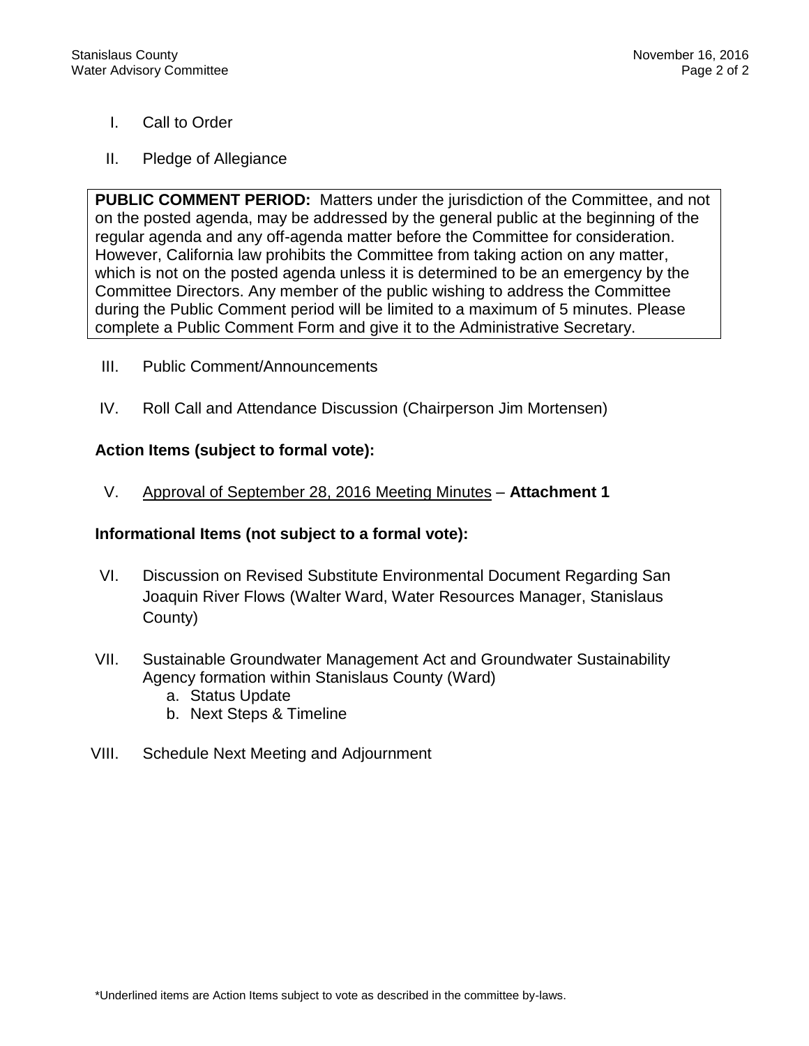I. Call to Order

II. Pledge of Allegiance

**PUBLIC COMMENT PERIOD:** Matters under the jurisdiction of the Committee, and not on the posted agenda, may be addressed by the general public at the beginning of the regular agenda and any off-agenda matter before the Committee for consideration. However, California law prohibits the Committee from taking action on any matter, which is not on the posted agenda unless it is determined to be an emergency by the Committee Directors. Any member of the public wishing to address the Committee during the Public Comment period will be limited to a maximum of 5 minutes. Please complete a Public Comment Form and give it to the Administrative Secretary.

III. Public Comment/Announcements

IV. Roll Call and Attendance Discussion (Chairperson Jim Mortensen)

**Action Items (subject to formal vote):**

V. <u>Approval of September 28, 2016 Meeting Minutes</u> – **Attachment 1**

**Informational Items (not subject to a formal vote):**

VI. Discussion on Revised Substitute Environmental Document Regarding San Joaquin River Flows (Walter Ward, Water Resources Manager, Stanislaus County)

VII. Sustainable Groundwater Management Act and Groundwater Sustainability Agency formation within Stanislaus County (Ward)
   a. Status Update
   b. Next Steps & Timeline

VIII. Schedule Next Meeting and Adjournment

*Underlined items are Action Items subject to vote as described in the committee by-laws.